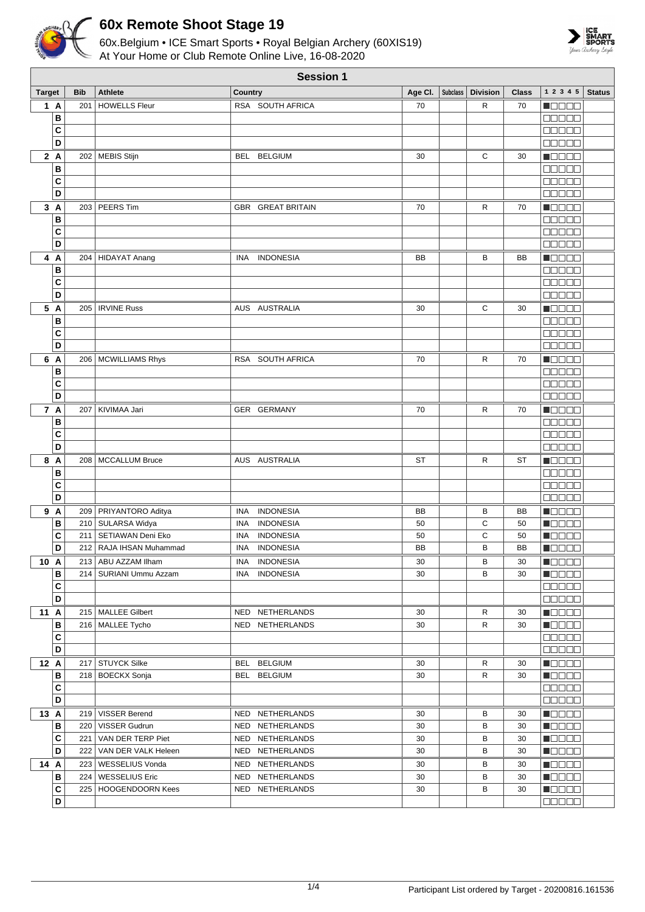# 60x Remote Shoot Stage 19

60x.Belgium • ICE Smart Sports • Royal Belgian Archery (60XIS19)
At Your Home or Club Remote Online Live, 16-08-2020

## Session 1

| Target | Bib | Athlete | Country | Age Cl. | Subclass | Division | Class | 1 2 3 4 5 | Status |
|---|---|---|---|---|---|---|---|---|---|
| 1 A | 201 | HOWELLS Fleur | RSA SOUTH AFRICA | 70 | | R | 70 | ■□□□□ | |
| B | | | | | | | | □□□□□ | |
| C | | | | | | | | □□□□□ | |
| D | | | | | | | | □□□□□ | |
| 2 A | 202 | MEBIS Stijn | BEL BELGIUM | 30 | | C | 30 | ■□□□□ | |
| B | | | | | | | | □□□□□ | |
| C | | | | | | | | □□□□□ | |
| D | | | | | | | | □□□□□ | |
| 3 A | 203 | PEERS Tim | GBR GREAT BRITAIN | 70 | | R | 70 | ■□□□□ | |
| B | | | | | | | | □□□□□ | |
| C | | | | | | | | □□□□□ | |
| D | | | | | | | | □□□□□ | |
| 4 A | 204 | HIDAYAT Anang | INA INDONESIA | BB | | B | BB | ■□□□□ | |
| B | | | | | | | | □□□□□ | |
| C | | | | | | | | □□□□□ | |
| D | | | | | | | | □□□□□ | |
| 5 A | 205 | IRVINE Russ | AUS AUSTRALIA | 30 | | C | 30 | ■□□□□ | |
| B | | | | | | | | □□□□□ | |
| C | | | | | | | | □□□□□ | |
| D | | | | | | | | □□□□□ | |
| 6 A | 206 | MCWILLIAMS Rhys | RSA SOUTH AFRICA | 70 | | R | 70 | ■□□□□ | |
| B | | | | | | | | □□□□□ | |
| C | | | | | | | | □□□□□ | |
| D | | | | | | | | □□□□□ | |
| 7 A | 207 | KIVIMAA Jari | GER GERMANY | 70 | | R | 70 | ■□□□□ | |
| B | | | | | | | | □□□□□ | |
| C | | | | | | | | □□□□□ | |
| D | | | | | | | | □□□□□ | |
| 8 A | 208 | MCCALLUM Bruce | AUS AUSTRALIA | ST | | R | ST | ■□□□□ | |
| B | | | | | | | | □□□□□ | |
| C | | | | | | | | □□□□□ | |
| D | | | | | | | | □□□□□ | |
| 9 A | 209 | PRIYANTORO Aditya | INA INDONESIA | BB | | B | BB | ■□□□□ | |
| B | 210 | SULARSA Widya | INA INDONESIA | 50 | | C | 50 | ■□□□□ | |
| C | 211 | SETIAWAN Deni Eko | INA INDONESIA | 50 | | C | 50 | ■□□□□ | |
| D | 212 | RAJA IHSAN Muhammad | INA INDONESIA | BB | | B | BB | ■□□□□ | |
| 10 A | 213 | ABU AZZAM Ilham | INA INDONESIA | 30 | | B | 30 | ■□□□□ | |
| B | 214 | SURIANI Ummu Azzam | INA INDONESIA | 30 | | B | 30 | ■□□□□ | |
| C | | | | | | | | □□□□□ | |
| D | | | | | | | | □□□□□ | |
| 11 A | 215 | MALLEE Gilbert | NED NETHERLANDS | 30 | | R | 30 | ■□□□□ | |
| B | 216 | MALLEE Tycho | NED NETHERLANDS | 30 | | R | 30 | ■□□□□ | |
| C | | | | | | | | □□□□□ | |
| D | | | | | | | | □□□□□ | |
| 12 A | 217 | STUYCK Silke | BEL BELGIUM | 30 | | R | 30 | ■□□□□ | |
| B | 218 | BOECKX Sonja | BEL BELGIUM | 30 | | R | 30 | ■□□□□ | |
| C | | | | | | | | □□□□□ | |
| D | | | | | | | | □□□□□ | |
| 13 A | 219 | VISSER Berend | NED NETHERLANDS | 30 | | B | 30 | ■□□□□ | |
| B | 220 | VISSER Gudrun | NED NETHERLANDS | 30 | | B | 30 | ■□□□□ | |
| C | 221 | VAN DER TERP Piet | NED NETHERLANDS | 30 | | B | 30 | ■□□□□ | |
| D | 222 | VAN DER VALK Heleen | NED NETHERLANDS | 30 | | B | 30 | ■□□□□ | |
| 14 A | 223 | WESSELIUS Vonda | NED NETHERLANDS | 30 | | B | 30 | ■□□□□ | |
| B | 224 | WESSELIUS Eric | NED NETHERLANDS | 30 | | B | 30 | ■□□□□ | |
| C | 225 | HOOGENDOORN Kees | NED NETHERLANDS | 30 | | B | 30 | ■□□□□ | |
| D | | | | | | | | □□□□□ | |

Participant List ordered by Target - 20200816.161536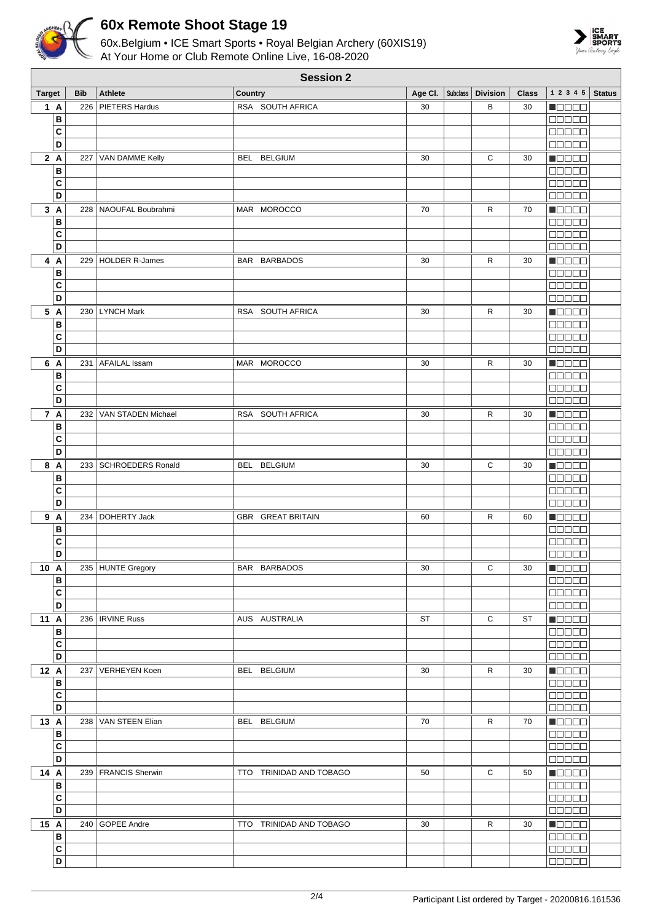# 60x Remote Shoot Stage 19

60x.Belgium • ICE Smart Sports • Royal Belgian Archery (60XIS19)
At Your Home or Club Remote Online Live, 16-08-2020

## Session 2

| Target | | Bib | Athlete | Country | Age Cl. | Subclass | Division | Class | 1 2 3 4 5 | Status |
|---|---|---|---|---|---|---|---|---|---|---|
| 1 | A | 226 | PIETERS Hardus | RSA SOUTH AFRICA | 30 | | B | 30 | ■□□□□ | |
| | B | | | | | | | | □□□□□ | |
| | C | | | | | | | | □□□□□ | |
| | D | | | | | | | | □□□□□ | |
| 2 | A | 227 | VAN DAMME Kelly | BEL BELGIUM | 30 | | C | 30 | ■□□□□ | |
| | B | | | | | | | | □□□□□ | |
| | C | | | | | | | | □□□□□ | |
| | D | | | | | | | | □□□□□ | |
| 3 | A | 228 | NAOUFAL Boubrahmi | MAR MOROCCO | 70 | | R | 70 | ■□□□□ | |
| | B | | | | | | | | □□□□□ | |
| | C | | | | | | | | □□□□□ | |
| | D | | | | | | | | □□□□□ | |
| 4 | A | 229 | HOLDER R-James | BAR BARBADOS | 30 | | R | 30 | ■□□□□ | |
| | B | | | | | | | | □□□□□ | |
| | C | | | | | | | | □□□□□ | |
| | D | | | | | | | | □□□□□ | |
| 5 | A | 230 | LYNCH Mark | RSA SOUTH AFRICA | 30 | | R | 30 | ■□□□□ | |
| | B | | | | | | | | □□□□□ | |
| | C | | | | | | | | □□□□□ | |
| | D | | | | | | | | □□□□□ | |
| 6 | A | 231 | AFAILAL Issam | MAR MOROCCO | 30 | | R | 30 | ■□□□□ | |
| | B | | | | | | | | □□□□□ | |
| | C | | | | | | | | □□□□□ | |
| | D | | | | | | | | □□□□□ | |
| 7 | A | 232 | VAN STADEN Michael | RSA SOUTH AFRICA | 30 | | R | 30 | ■□□□□ | |
| | B | | | | | | | | □□□□□ | |
| | C | | | | | | | | □□□□□ | |
| | D | | | | | | | | □□□□□ | |
| 8 | A | 233 | SCHROEDERS Ronald | BEL BELGIUM | 30 | | C | 30 | ■□□□□ | |
| | B | | | | | | | | □□□□□ | |
| | C | | | | | | | | □□□□□ | |
| | D | | | | | | | | □□□□□ | |
| 9 | A | 234 | DOHERTY Jack | GBR GREAT BRITAIN | 60 | | R | 60 | ■□□□□ | |
| | B | | | | | | | | □□□□□ | |
| | C | | | | | | | | □□□□□ | |
| | D | | | | | | | | □□□□□ | |
| 10 | A | 235 | HUNTE Gregory | BAR BARBADOS | 30 | | C | 30 | ■□□□□ | |
| | B | | | | | | | | □□□□□ | |
| | C | | | | | | | | □□□□□ | |
| | D | | | | | | | | □□□□□ | |
| 11 | A | 236 | IRVINE Russ | AUS AUSTRALIA | ST | | C | ST | ■□□□□ | |
| | B | | | | | | | | □□□□□ | |
| | C | | | | | | | | □□□□□ | |
| | D | | | | | | | | □□□□□ | |
| 12 | A | 237 | VERHEYEN Koen | BEL BELGIUM | 30 | | R | 30 | ■□□□□ | |
| | B | | | | | | | | □□□□□ | |
| | C | | | | | | | | □□□□□ | |
| | D | | | | | | | | □□□□□ | |
| 13 | A | 238 | VAN STEEN Elian | BEL BELGIUM | 70 | | R | 70 | ■□□□□ | |
| | B | | | | | | | | □□□□□ | |
| | C | | | | | | | | □□□□□ | |
| | D | | | | | | | | □□□□□ | |
| 14 | A | 239 | FRANCIS Sherwin | TTO TRINIDAD AND TOBAGO | 50 | | C | 50 | ■□□□□ | |
| | B | | | | | | | | □□□□□ | |
| | C | | | | | | | | □□□□□ | |
| | D | | | | | | | | □□□□□ | |
| 15 | A | 240 | GOPEE Andre | TTO TRINIDAD AND TOBAGO | 30 | | R | 30 | ■□□□□ | |
| | B | | | | | | | | □□□□□ | |
| | C | | | | | | | | □□□□□ | |
| | D | | | | | | | | □□□□□ | |

Participant List ordered by Target - 20200816.161536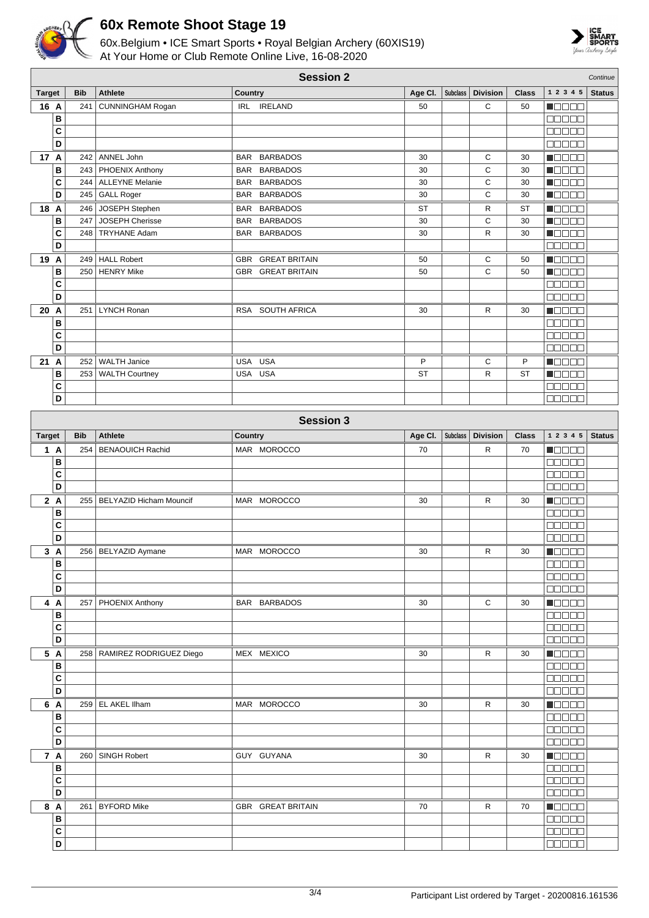# 60x Remote Shoot Stage 19

60x.Belgium • ICE Smart Sports • Royal Belgian Archery (60XIS19)
At Your Home or Club Remote Online Live, 16-08-2020

## Session 2

*Continue*

| Target | | Bib | Athlete | Country | Age Cl. | Subclass | Division | Class | 1 2 3 4 5 | Status |
|---|---|---|---|---|---|---|---|---|---|---|
| 16 | A | 241 | CUNNINGHAM Rogan | IRL IRELAND | 50 | | C | 50 | ■□□□□ | |
| | B | | | | | | | | □□□□□ | |
| | C | | | | | | | | □□□□□ | |
| | D | | | | | | | | □□□□□ | |
| 17 | A | 242 | ANNEL John | BAR BARBADOS | 30 | | C | 30 | ■□□□□ | |
| | B | 243 | PHOENIX Anthony | BAR BARBADOS | 30 | | C | 30 | ■□□□□ | |
| | C | 244 | ALLEYNE Melanie | BAR BARBADOS | 30 | | C | 30 | ■□□□□ | |
| | D | 245 | GALL Roger | BAR BARBADOS | 30 | | C | 30 | ■□□□□ | |
| 18 | A | 246 | JOSEPH Stephen | BAR BARBADOS | ST | | R | ST | ■□□□□ | |
| | B | 247 | JOSEPH Cherisse | BAR BARBADOS | 30 | | C | 30 | ■□□□□ | |
| | C | 248 | TRYHANE Adam | BAR BARBADOS | 30 | | R | 30 | ■□□□□ | |
| | D | | | | | | | | □□□□□ | |
| 19 | A | 249 | HALL Robert | GBR GREAT BRITAIN | 50 | | C | 50 | ■□□□□ | |
| | B | 250 | HENRY Mike | GBR GREAT BRITAIN | 50 | | C | 50 | ■□□□□ | |
| | C | | | | | | | | □□□□□ | |
| | D | | | | | | | | □□□□□ | |
| 20 | A | 251 | LYNCH Ronan | RSA SOUTH AFRICA | 30 | | R | 30 | ■□□□□ | |
| | B | | | | | | | | □□□□□ | |
| | C | | | | | | | | □□□□□ | |
| | D | | | | | | | | □□□□□ | |
| 21 | A | 252 | WALTH Janice | USA USA | P | | C | P | ■□□□□ | |
| | B | 253 | WALTH Courtney | USA USA | ST | | R | ST | ■□□□□ | |
| | C | | | | | | | | □□□□□ | |
| | D | | | | | | | | □□□□□ | |

## Session 3

| Target | | Bib | Athlete | Country | Age Cl. | Subclass | Division | Class | 1 2 3 4 5 | Status |
|---|---|---|---|---|---|---|---|---|---|---|
| 1 | A | 254 | BENAOUICH Rachid | MAR MOROCCO | 70 | | R | 70 | ■□□□□ | |
| | B | | | | | | | | □□□□□ | |
| | C | | | | | | | | □□□□□ | |
| | D | | | | | | | | □□□□□ | |
| 2 | A | 255 | BELYAZID Hicham Mouncif | MAR MOROCCO | 30 | | R | 30 | ■□□□□ | |
| | B | | | | | | | | □□□□□ | |
| | C | | | | | | | | □□□□□ | |
| | D | | | | | | | | □□□□□ | |
| 3 | A | 256 | BELYAZID Aymane | MAR MOROCCO | 30 | | R | 30 | ■□□□□ | |
| | B | | | | | | | | □□□□□ | |
| | C | | | | | | | | □□□□□ | |
| | D | | | | | | | | □□□□□ | |
| 4 | A | 257 | PHOENIX Anthony | BAR BARBADOS | 30 | | C | 30 | ■□□□□ | |
| | B | | | | | | | | □□□□□ | |
| | C | | | | | | | | □□□□□ | |
| | D | | | | | | | | □□□□□ | |
| 5 | A | 258 | RAMIREZ RODRIGUEZ Diego | MEX MEXICO | 30 | | R | 30 | ■□□□□ | |
| | B | | | | | | | | □□□□□ | |
| | C | | | | | | | | □□□□□ | |
| | D | | | | | | | | □□□□□ | |
| 6 | A | 259 | EL AKEL Ilham | MAR MOROCCO | 30 | | R | 30 | ■□□□□ | |
| | B | | | | | | | | □□□□□ | |
| | C | | | | | | | | □□□□□ | |
| | D | | | | | | | | □□□□□ | |
| 7 | A | 260 | SINGH Robert | GUY GUYANA | 30 | | R | 30 | ■□□□□ | |
| | B | | | | | | | | □□□□□ | |
| | C | | | | | | | | □□□□□ | |
| | D | | | | | | | | □□□□□ | |
| 8 | A | 261 | BYFORD Mike | GBR GREAT BRITAIN | 70 | | R | 70 | ■□□□□ | |
| | B | | | | | | | | □□□□□ | |
| | C | | | | | | | | □□□□□ | |
| | D | | | | | | | | □□□□□ | |

Participant List ordered by Target - 20200816.161536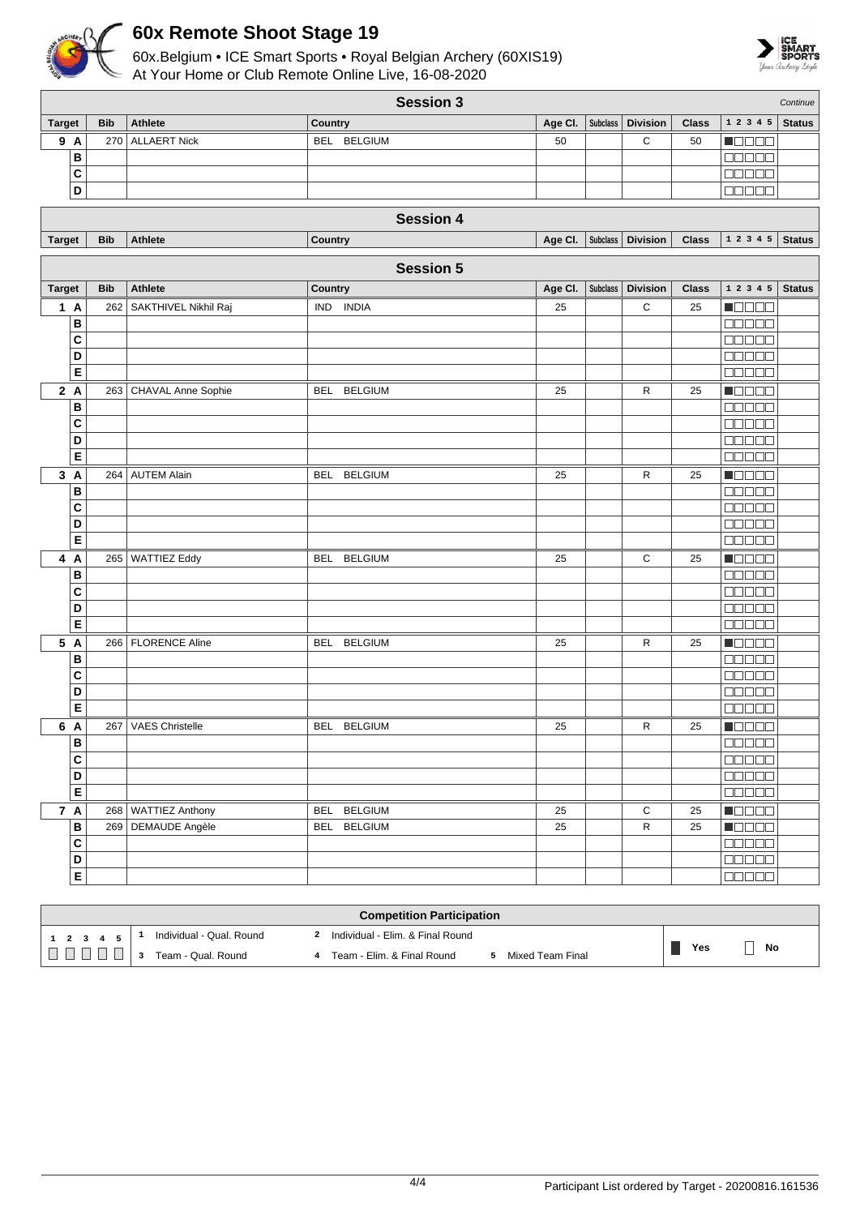# 60x Remote Shoot Stage 19

60x.Belgium • ICE Smart Sports • Royal Belgian Archery (60XIS19)
At Your Home or Club Remote Online Live, 16-08-2020

## Session 3

*Continue*

| Target | Bib | Athlete | Country | Age Cl. | Subclass | Division | Class | 1 2 3 4 5 | Status |
|---|---|---|---|---|---|---|---|---|---|
| 9 A | 270 | ALLAERT Nick | BEL BELGIUM | 50 | | C | 50 | ■□□□□ | |
| B | | | | | | | | □□□□□ | |
| C | | | | | | | | □□□□□ | |
| D | | | | | | | | □□□□□ | |

## Session 4

| Target | Bib | Athlete | Country | Age Cl. | Subclass | Division | Class | 1 2 3 4 5 | Status |
|---|---|---|---|---|---|---|---|---|---|

## Session 5

| Target | Bib | Athlete | Country | Age Cl. | Subclass | Division | Class | 1 2 3 4 5 | Status |
|---|---|---|---|---|---|---|---|---|---|
| 1 A | 262 | SAKTHIVEL Nikhil Raj | IND INDIA | 25 | | C | 25 | ■□□□□ | |
| B | | | | | | | | □□□□□ | |
| C | | | | | | | | □□□□□ | |
| D | | | | | | | | □□□□□ | |
| E | | | | | | | | □□□□□ | |
| 2 A | 263 | CHAVAL Anne Sophie | BEL BELGIUM | 25 | | R | 25 | ■□□□□ | |
| B | | | | | | | | □□□□□ | |
| C | | | | | | | | □□□□□ | |
| D | | | | | | | | □□□□□ | |
| E | | | | | | | | □□□□□ | |
| 3 A | 264 | AUTEM Alain | BEL BELGIUM | 25 | | R | 25 | ■□□□□ | |
| B | | | | | | | | □□□□□ | |
| C | | | | | | | | □□□□□ | |
| D | | | | | | | | □□□□□ | |
| E | | | | | | | | □□□□□ | |
| 4 A | 265 | WATTIEZ Eddy | BEL BELGIUM | 25 | | C | 25 | ■□□□□ | |
| B | | | | | | | | □□□□□ | |
| C | | | | | | | | □□□□□ | |
| D | | | | | | | | □□□□□ | |
| E | | | | | | | | □□□□□ | |
| 5 A | 266 | FLORENCE Aline | BEL BELGIUM | 25 | | R | 25 | ■□□□□ | |
| B | | | | | | | | □□□□□ | |
| C | | | | | | | | □□□□□ | |
| D | | | | | | | | □□□□□ | |
| E | | | | | | | | □□□□□ | |
| 6 A | 267 | VAES Christelle | BEL BELGIUM | 25 | | R | 25 | ■□□□□ | |
| B | | | | | | | | □□□□□ | |
| C | | | | | | | | □□□□□ | |
| D | | | | | | | | □□□□□ | |
| E | | | | | | | | □□□□□ | |
| 7 A | 268 | WATTIEZ Anthony | BEL BELGIUM | 25 | | C | 25 | ■□□□□ | |
| B | 269 | DEMAUDE Angèle | BEL BELGIUM | 25 | | R | 25 | ■□□□□ | |
| C | | | | | | | | □□□□□ | |
| D | | | | | | | | □□□□□ | |
| E | | | | | | | | □□□□□ | |

### Competition Participation

| | | | |
|---|---|---|---|
| 1 2 3 4 5<br>□□□□□ | 1 Individual - Qual. Round<br>3 Team - Qual. Round | 2 Individual - Elim. & Final Round<br>4 Team - Elim. & Final Round 5 Mixed Team Final | ■ Yes □ No |

Participant List ordered by Target - 20200816.161536